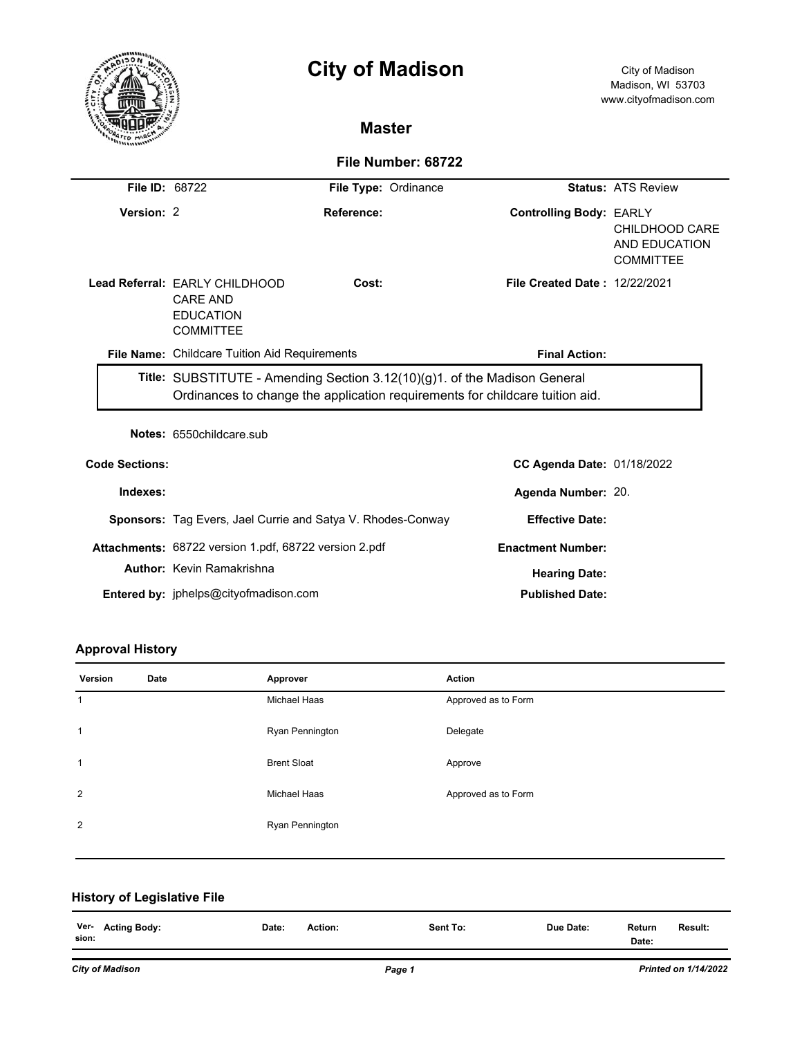# City of Madison

City of Madison
Madison, WI 53703
www.cityofmadison.com

## Master

### File Number: 68722

**File ID:** 68722 **File Type:** Ordinance **Status:** ATS Review

**Version:** 2 **Reference:** **Controlling Body:** EARLY CHILDHOOD CARE AND EDUCATION COMMITTEE

**Lead Referral:** EARLY CHILDHOOD CARE AND EDUCATION COMMITTEE **Cost:** **File Created Date :** 12/22/2021

**File Name:** Childcare Tuition Aid Requirements **Final Action:**

**Title:** SUBSTITUTE - Amending Section 3.12(10)(g)1. of the Madison General Ordinances to change the application requirements for childcare tuition aid.

**Notes:** 6550childcare.sub

**Code Sections:** **CC Agenda Date:** 01/18/2022

**Indexes:** **Agenda Number:** 20.

**Sponsors:** Tag Evers, Jael Currie and Satya V. Rhodes-Conway **Effective Date:**

**Attachments:** 68722 version 1.pdf, 68722 version 2.pdf **Enactment Number:**

**Author:** Kevin Ramakrishna **Hearing Date:**

**Entered by:** jphelps@cityofmadison.com **Published Date:**

### Approval History

| Version | Date | Approver | Action |
|---|---|---|---|
| 1 | | Michael Haas | Approved as to Form |
| 1 | | Ryan Pennington | Delegate |
| 1 | | Brent Sloat | Approve |
| 2 | | Michael Haas | Approved as to Form |
| 2 | | Ryan Pennington | |

### History of Legislative File

| Ver-sion: | Acting Body: | Date: | Action: | Sent To: | Due Date: | Return Date: | Result: |
|---|---|---|---|---|---|---|---|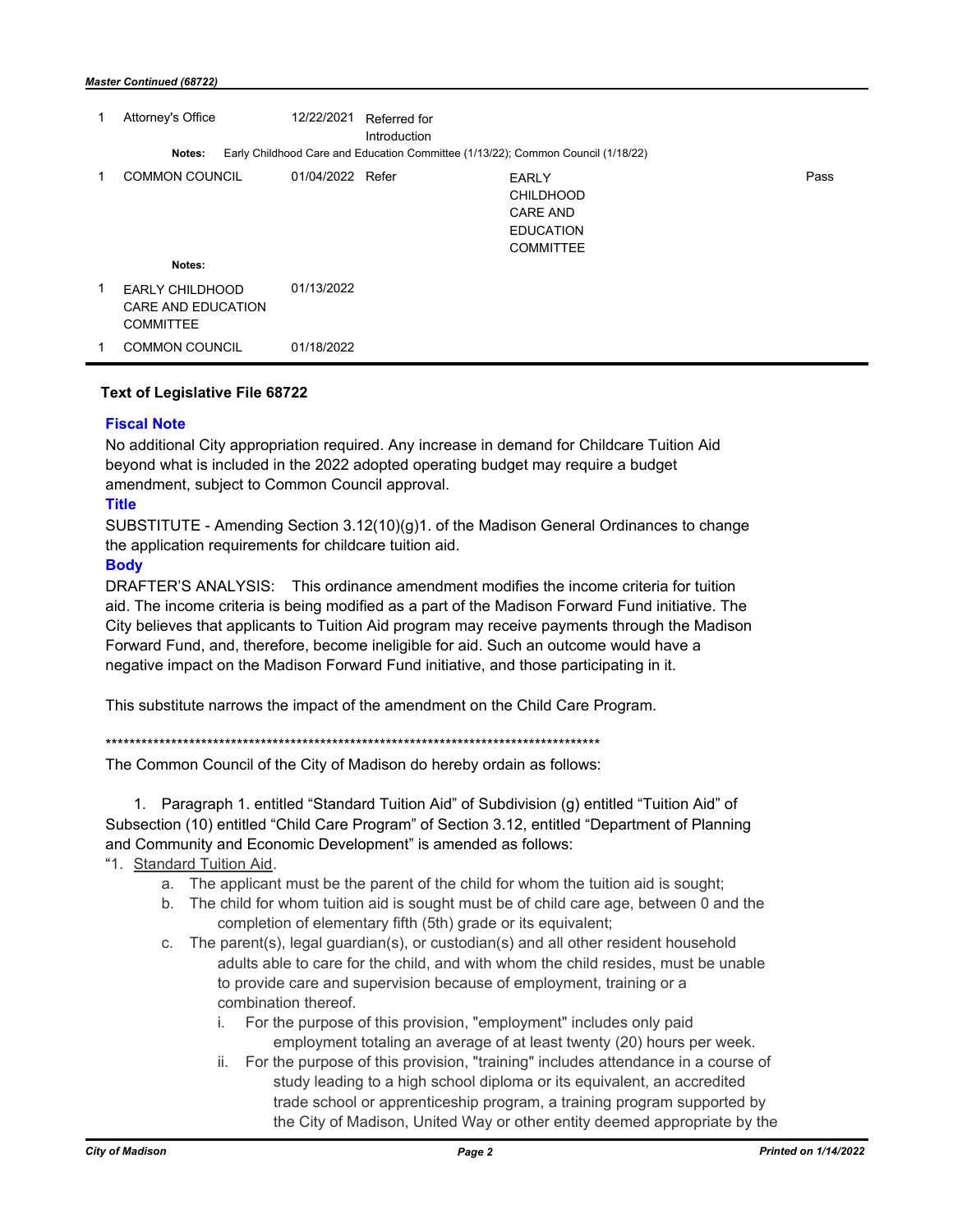| | | | | | |
|---|---|---|---|---|---|
| 1 | Attorney's Office | 12/22/2021 | Referred for Introduction | | |
| | **Notes:** Early Childhood Care and Education Committee (1/13/22); Common Council (1/18/22) | | | | |
| 1 | COMMON COUNCIL | 01/04/2022 | Refer | EARLY CHILDHOOD CARE AND EDUCATION COMMITTEE | Pass |
| | **Notes:** | | | | |
| 1 | EARLY CHILDHOOD CARE AND EDUCATION COMMITTEE | 01/13/2022 | | | |
| 1 | COMMON COUNCIL | 01/18/2022 | | | |

### Text of Legislative File 68722

#### Fiscal Note

No additional City appropriation required. Any increase in demand for Childcare Tuition Aid beyond what is included in the 2022 adopted operating budget may require a budget amendment, subject to Common Council approval.

#### Title

SUBSTITUTE - Amending Section 3.12(10)(g)1. of the Madison General Ordinances to change the application requirements for childcare tuition aid.

#### Body

DRAFTER'S ANALYSIS: This ordinance amendment modifies the income criteria for tuition aid. The income criteria is being modified as a part of the Madison Forward Fund initiative. The City believes that applicants to Tuition Aid program may receive payments through the Madison Forward Fund, and, therefore, become ineligible for aid. Such an outcome would have a negative impact on the Madison Forward Fund initiative, and those participating in it.

This substitute narrows the impact of the amendment on the Child Care Program.

***********************************************************************************

The Common Council of the City of Madison do hereby ordain as follows:

1. Paragraph 1. entitled "Standard Tuition Aid" of Subdivision (g) entitled "Tuition Aid" of Subsection (10) entitled "Child Care Program" of Section 3.12, entitled "Department of Planning and Community and Economic Development" is amended as follows:

"1. Standard Tuition Aid.

a. The applicant must be the parent of the child for whom the tuition aid is sought;

b. The child for whom tuition aid is sought must be of child care age, between 0 and the completion of elementary fifth (5th) grade or its equivalent;

c. The parent(s), legal guardian(s), or custodian(s) and all other resident household adults able to care for the child, and with whom the child resides, must be unable to provide care and supervision because of employment, training or a combination thereof.

i. For the purpose of this provision, "employment" includes only paid employment totaling an average of at least twenty (20) hours per week.

ii. For the purpose of this provision, "training" includes attendance in a course of study leading to a high school diploma or its equivalent, an accredited trade school or apprenticeship program, a training program supported by the City of Madison, United Way or other entity deemed appropriate by the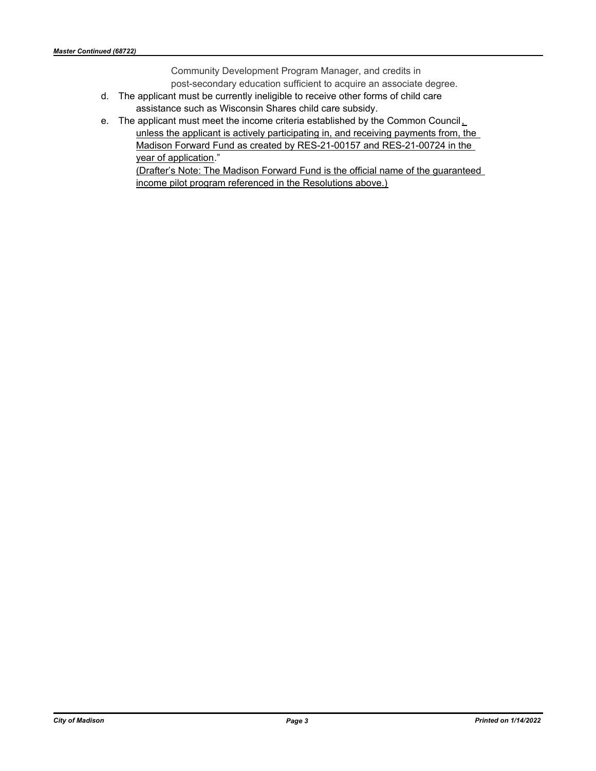Community Development Program Manager, and credits in post-secondary education sufficient to acquire an associate degree.

d. The applicant must be currently ineligible to receive other forms of child care assistance such as Wisconsin Shares child care subsidy.

e. The applicant must meet the income criteria established by the Common Council, unless the applicant is actively participating in, and receiving payments from, the Madison Forward Fund as created by RES-21-00157 and RES-21-00724 in the year of application."

(Drafter's Note: The Madison Forward Fund is the official name of the guaranteed income pilot program referenced in the Resolutions above.)